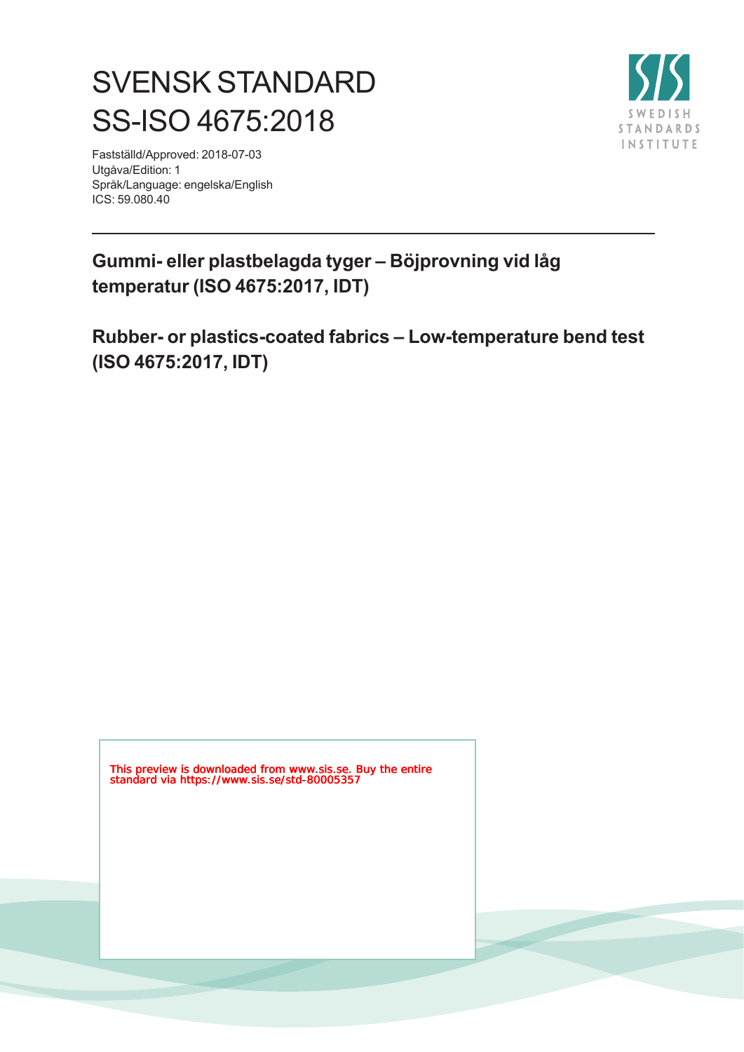# SVENSK STANDARD
# SS-ISO 4675:2018

Fastställd/Approved: 2018-07-03
Utgåva/Edition: 1
Språk/Language: engelska/English
ICS: 59.080.40

## Gummi- eller plastbelagda tyger – Böjprovning vid låg temperatur (ISO 4675:2017, IDT)

## Rubber- or plastics-coated fabrics – Low-temperature bend test (ISO 4675:2017, IDT)

This preview is downloaded from www.sis.se. Buy the entire standard via https://www.sis.se/std-80005357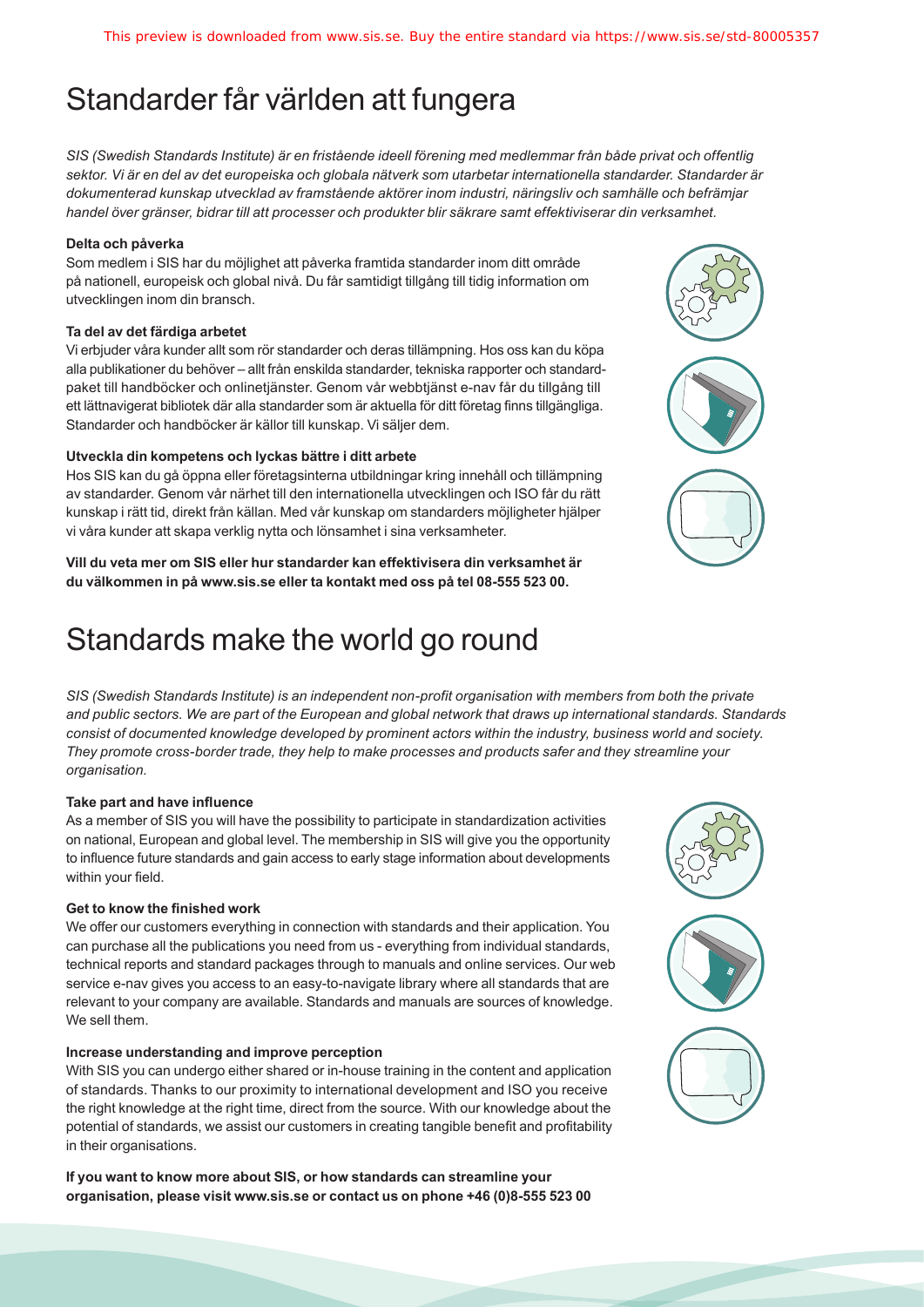# Standarder får världen att fungera

*SIS (Swedish Standards Institute) är en fristående ideell förening med medlemmar från både privat och offentlig sektor. Vi är en del av det europeiska och globala nätverk som utarbetar internationella standarder. Standarder är dokumenterad kunskap utvecklad av framstående aktörer inom industri, näringsliv och samhälle och befrämjar handel över gränser, bidrar till att processer och produkter blir säkrare samt effektiviserar din verksamhet.*

**Delta och påverka**

Som medlem i SIS har du möjlighet att påverka framtida standarder inom ditt område på nationell, europeisk och global nivå. Du får samtidigt tillgång till tidig information om utvecklingen inom din bransch.

**Ta del av det färdiga arbetet**

Vi erbjuder våra kunder allt som rör standarder och deras tillämpning. Hos oss kan du köpa alla publikationer du behöver – allt från enskilda standarder, tekniska rapporter och standardpaket till handböcker och onlinetjänster. Genom vår webbtjänst e-nav får du tillgång till ett lättnavigerat bibliotek där alla standarder som är aktuella för ditt företag finns tillgängliga. Standarder och handböcker är källor till kunskap. Vi säljer dem.

**Utveckla din kompetens och lyckas bättre i ditt arbete**

Hos SIS kan du gå öppna eller företagsinterna utbildningar kring innehåll och tillämpning av standarder. Genom vår närhet till den internationella utvecklingen och ISO får du rätt kunskap i rätt tid, direkt från källan. Med vår kunskap om standarders möjligheter hjälper vi våra kunder att skapa verklig nytta och lönsamhet i sina verksamheter.

**Vill du veta mer om SIS eller hur standarder kan effektivisera din verksamhet är du välkommen in på www.sis.se eller ta kontakt med oss på tel 08-555 523 00.**

# Standards make the world go round

*SIS (Swedish Standards Institute) is an independent non-profit organisation with members from both the private and public sectors. We are part of the European and global network that draws up international standards. Standards consist of documented knowledge developed by prominent actors within the industry, business world and society. They promote cross-border trade, they help to make processes and products safer and they streamline your organisation.*

**Take part and have influence**

As a member of SIS you will have the possibility to participate in standardization activities on national, European and global level. The membership in SIS will give you the opportunity to influence future standards and gain access to early stage information about developments within your field.

**Get to know the finished work**

We offer our customers everything in connection with standards and their application. You can purchase all the publications you need from us - everything from individual standards, technical reports and standard packages through to manuals and online services. Our web service e-nav gives you access to an easy-to-navigate library where all standards that are relevant to your company are available. Standards and manuals are sources of knowledge. We sell them.

**Increase understanding and improve perception**

With SIS you can undergo either shared or in-house training in the content and application of standards. Thanks to our proximity to international development and ISO you receive the right knowledge at the right time, direct from the source. With our knowledge about the potential of standards, we assist our customers in creating tangible benefit and profitability in their organisations.

**If you want to know more about SIS, or how standards can streamline your organisation, please visit www.sis.se or contact us on phone +46 (0)8-555 523 00**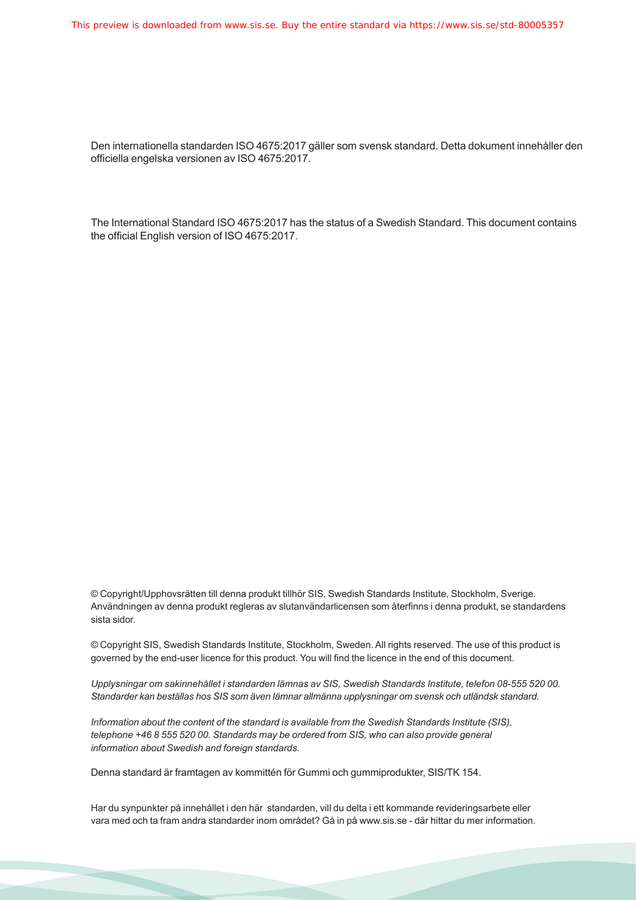Den internationella standarden ISO 4675:2017 gäller som svensk standard. Detta dokument innehåller den officiella engelska versionen av ISO 4675:2017.

The International Standard ISO 4675:2017 has the status of a Swedish Standard. This document contains the official English version of ISO 4675:2017.

© Copyright/Upphovsrätten till denna produkt tillhör SIS, Swedish Standards Institute, Stockholm, Sverige. Användningen av denna produkt regleras av slutanvändarlicensen som återfinns i denna produkt, se standardens sista sidor.

© Copyright SIS, Swedish Standards Institute, Stockholm, Sweden. All rights reserved. The use of this product is governed by the end-user licence for this product. You will find the licence in the end of this document.

*Upplysningar om sakinnehållet i standarden lämnas av SIS, Swedish Standards Institute, telefon 08-555 520 00. Standarder kan beställas hos SIS som även lämnar allmänna upplysningar om svensk och utländsk standard.*

*Information about the content of the standard is available from the Swedish Standards Institute (SIS), telephone +46 8 555 520 00. Standards may be ordered from SIS, who can also provide general information about Swedish and foreign standards.*

Denna standard är framtagen av kommittén för Gummi och gummiprodukter, SIS/TK 154.

Har du synpunkter på innehållet i den här standarden, vill du delta i ett kommande revideringsarbete eller vara med och ta fram andra standarder inom området? Gå in på www.sis.se - där hittar du mer information.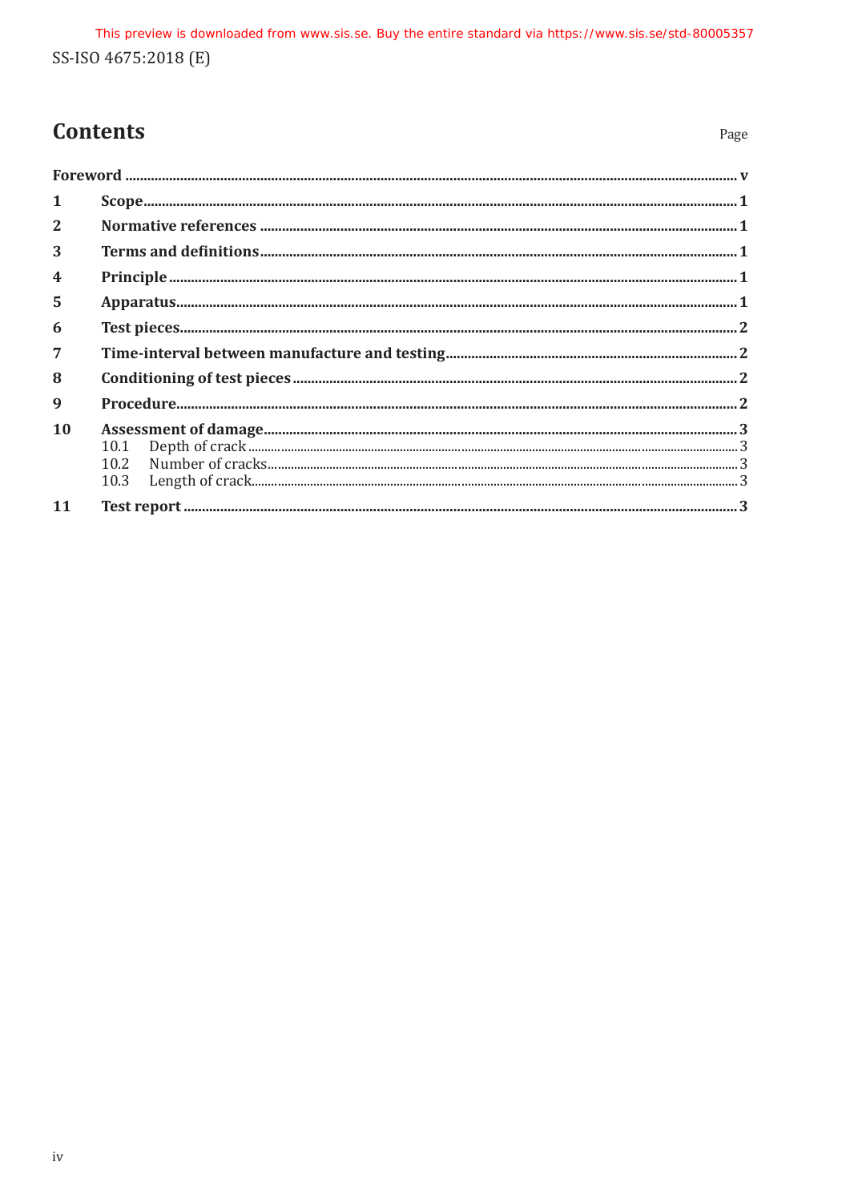# Contents

| | | Page |
|---|---|---|
| **Foreword** | | **v** |
| **1** | **Scope** | **1** |
| **2** | **Normative references** | **1** |
| **3** | **Terms and definitions** | **1** |
| **4** | **Principle** | **1** |
| **5** | **Apparatus** | **1** |
| **6** | **Test pieces** | **2** |
| **7** | **Time-interval between manufacture and testing** | **2** |
| **8** | **Conditioning of test pieces** | **2** |
| **9** | **Procedure** | **2** |
| **10** | **Assessment of damage** | **3** |
| | 10.1 Depth of crack | 3 |
| | 10.2 Number of cracks | 3 |
| | 10.3 Length of crack | 3 |
| **11** | **Test report** | **3** |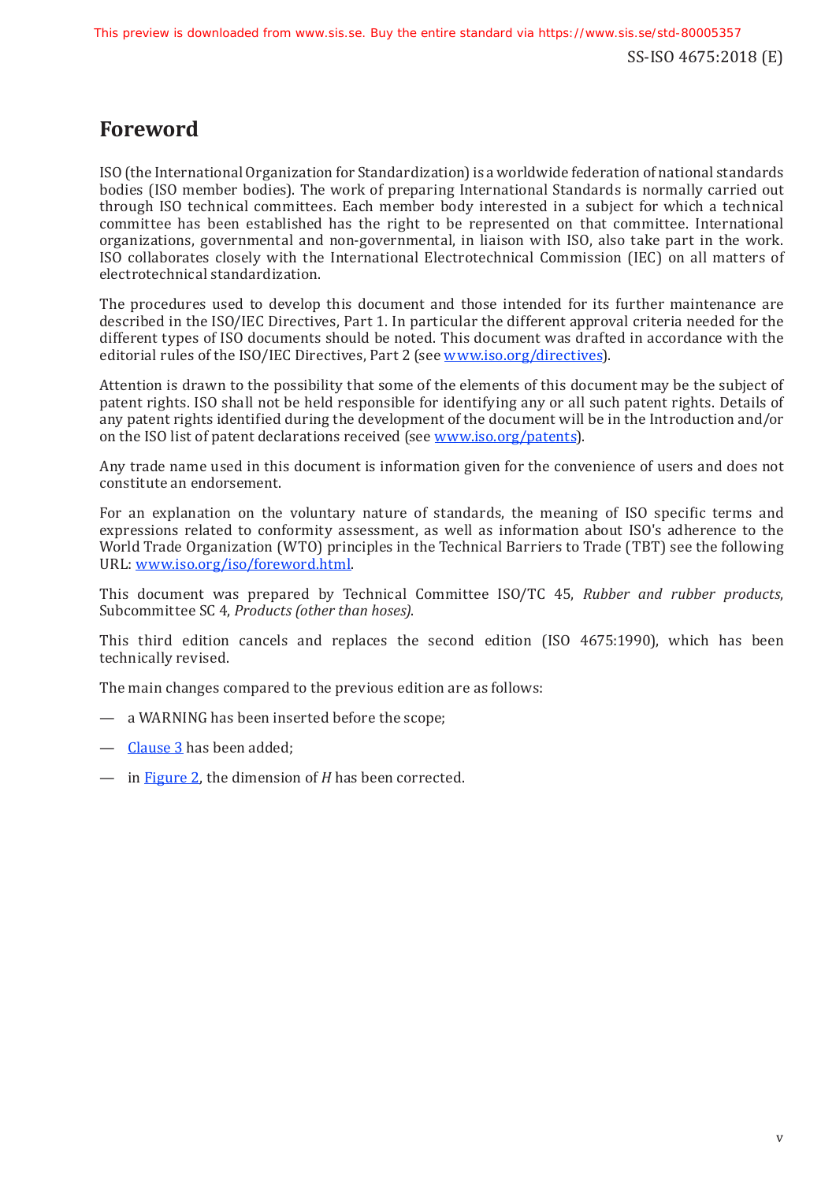# Foreword

ISO (the International Organization for Standardization) is a worldwide federation of national standards bodies (ISO member bodies). The work of preparing International Standards is normally carried out through ISO technical committees. Each member body interested in a subject for which a technical committee has been established has the right to be represented on that committee. International organizations, governmental and non-governmental, in liaison with ISO, also take part in the work. ISO collaborates closely with the International Electrotechnical Commission (IEC) on all matters of electrotechnical standardization.

The procedures used to develop this document and those intended for its further maintenance are described in the ISO/IEC Directives, Part 1. In particular the different approval criteria needed for the different types of ISO documents should be noted. This document was drafted in accordance with the editorial rules of the ISO/IEC Directives, Part 2 (see www.iso.org/directives).

Attention is drawn to the possibility that some of the elements of this document may be the subject of patent rights. ISO shall not be held responsible for identifying any or all such patent rights. Details of any patent rights identified during the development of the document will be in the Introduction and/or on the ISO list of patent declarations received (see www.iso.org/patents).

Any trade name used in this document is information given for the convenience of users and does not constitute an endorsement.

For an explanation on the voluntary nature of standards, the meaning of ISO specific terms and expressions related to conformity assessment, as well as information about ISO's adherence to the World Trade Organization (WTO) principles in the Technical Barriers to Trade (TBT) see the following URL: www.iso.org/iso/foreword.html.

This document was prepared by Technical Committee ISO/TC 45, *Rubber and rubber products*, Subcommittee SC 4, *Products (other than hoses)*.

This third edition cancels and replaces the second edition (ISO 4675:1990), which has been technically revised.

The main changes compared to the previous edition are as follows:

— a WARNING has been inserted before the scope;

— Clause 3 has been added;

— in Figure 2, the dimension of *H* has been corrected.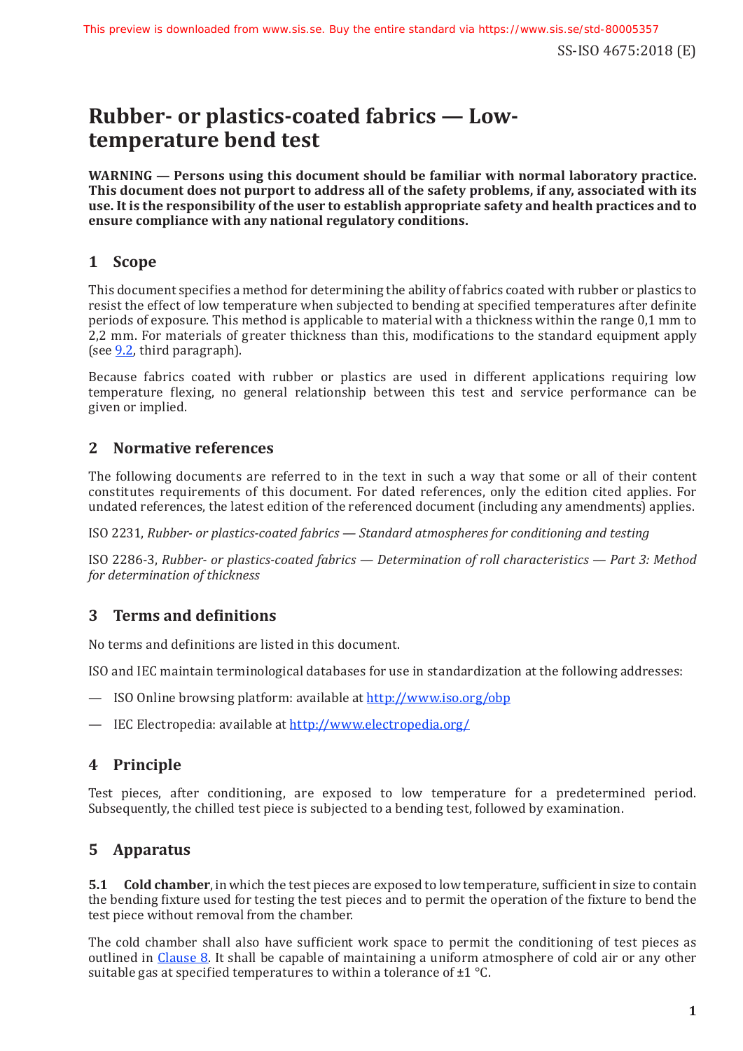# Rubber- or plastics-coated fabrics — Low-temperature bend test

**WARNING — Persons using this document should be familiar with normal laboratory practice. This document does not purport to address all of the safety problems, if any, associated with its use. It is the responsibility of the user to establish appropriate safety and health practices and to ensure compliance with any national regulatory conditions.**

## 1 Scope

This document specifies a method for determining the ability of fabrics coated with rubber or plastics to resist the effect of low temperature when subjected to bending at specified temperatures after definite periods of exposure. This method is applicable to material with a thickness within the range 0,1 mm to 2,2 mm. For materials of greater thickness than this, modifications to the standard equipment apply (see 9.2, third paragraph).

Because fabrics coated with rubber or plastics are used in different applications requiring low temperature flexing, no general relationship between this test and service performance can be given or implied.

## 2 Normative references

The following documents are referred to in the text in such a way that some or all of their content constitutes requirements of this document. For dated references, only the edition cited applies. For undated references, the latest edition of the referenced document (including any amendments) applies.

ISO 2231, *Rubber- or plastics-coated fabrics — Standard atmospheres for conditioning and testing*

ISO 2286-3, *Rubber- or plastics-coated fabrics — Determination of roll characteristics — Part 3: Method for determination of thickness*

## 3 Terms and definitions

No terms and definitions are listed in this document.

ISO and IEC maintain terminological databases for use in standardization at the following addresses:

— ISO Online browsing platform: available at http://www.iso.org/obp

— IEC Electropedia: available at http://www.electropedia.org/

## 4 Principle

Test pieces, after conditioning, are exposed to low temperature for a predetermined period. Subsequently, the chilled test piece is subjected to a bending test, followed by examination.

## 5 Apparatus

**5.1 Cold chamber**, in which the test pieces are exposed to low temperature, sufficient in size to contain the bending fixture used for testing the test pieces and to permit the operation of the fixture to bend the test piece without removal from the chamber.

The cold chamber shall also have sufficient work space to permit the conditioning of test pieces as outlined in Clause 8. It shall be capable of maintaining a uniform atmosphere of cold air or any other suitable gas at specified temperatures to within a tolerance of ±1 °C.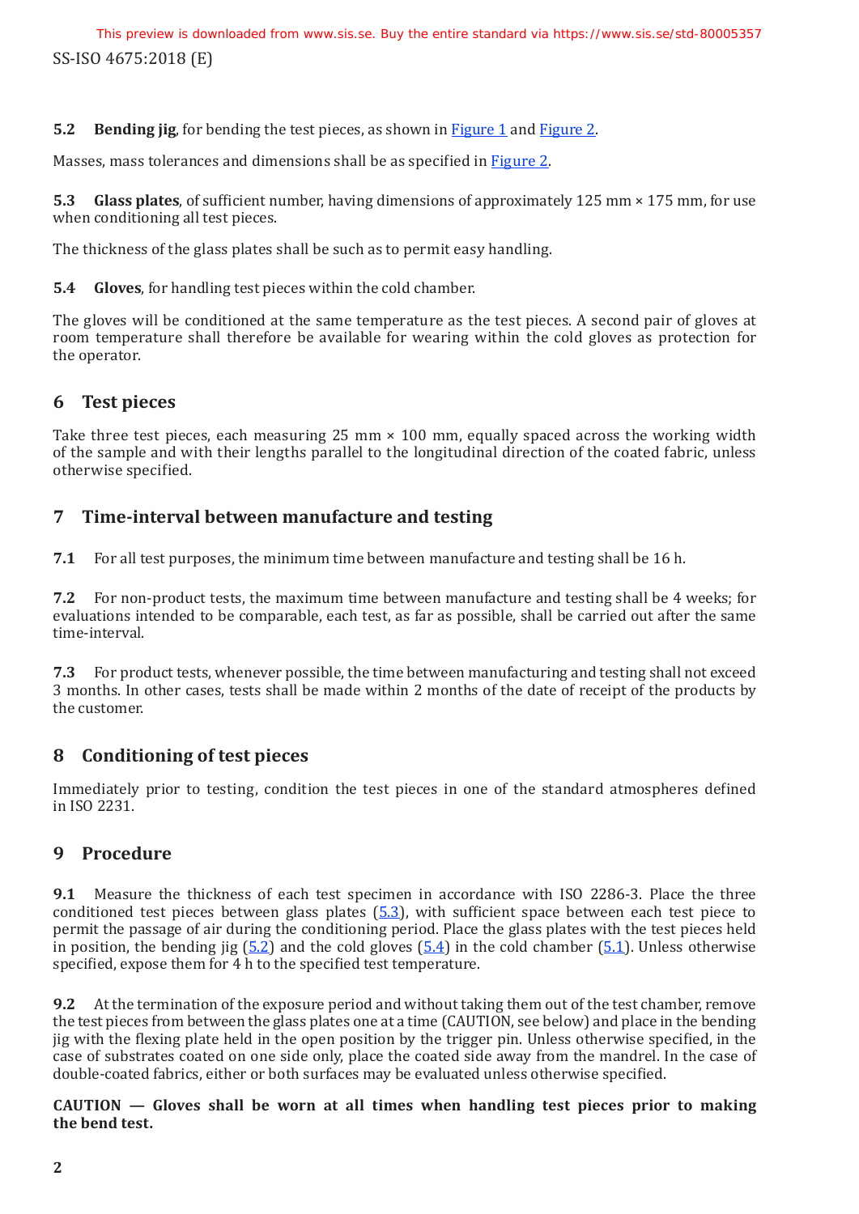**5.2 Bending jig**, for bending the test pieces, as shown in Figure 1 and Figure 2.

Masses, mass tolerances and dimensions shall be as specified in Figure 2.

**5.3 Glass plates**, of sufficient number, having dimensions of approximately 125 mm × 175 mm, for use when conditioning all test pieces.

The thickness of the glass plates shall be such as to permit easy handling.

**5.4 Gloves**, for handling test pieces within the cold chamber.

The gloves will be conditioned at the same temperature as the test pieces. A second pair of gloves at room temperature shall therefore be available for wearing within the cold gloves as protection for the operator.

## 6 Test pieces

Take three test pieces, each measuring 25 mm × 100 mm, equally spaced across the working width of the sample and with their lengths parallel to the longitudinal direction of the coated fabric, unless otherwise specified.

## 7 Time-interval between manufacture and testing

**7.1** For all test purposes, the minimum time between manufacture and testing shall be 16 h.

**7.2** For non-product tests, the maximum time between manufacture and testing shall be 4 weeks; for evaluations intended to be comparable, each test, as far as possible, shall be carried out after the same time-interval.

**7.3** For product tests, whenever possible, the time between manufacturing and testing shall not exceed 3 months. In other cases, tests shall be made within 2 months of the date of receipt of the products by the customer.

## 8 Conditioning of test pieces

Immediately prior to testing, condition the test pieces in one of the standard atmospheres defined in ISO 2231.

## 9 Procedure

**9.1** Measure the thickness of each test specimen in accordance with ISO 2286-3. Place the three conditioned test pieces between glass plates (5.3), with sufficient space between each test piece to permit the passage of air during the conditioning period. Place the glass plates with the test pieces held in position, the bending jig (5.2) and the cold gloves (5.4) in the cold chamber (5.1). Unless otherwise specified, expose them for 4 h to the specified test temperature.

**9.2** At the termination of the exposure period and without taking them out of the test chamber, remove the test pieces from between the glass plates one at a time (CAUTION, see below) and place in the bending jig with the flexing plate held in the open position by the trigger pin. Unless otherwise specified, in the case of substrates coated on one side only, place the coated side away from the mandrel. In the case of double-coated fabrics, either or both surfaces may be evaluated unless otherwise specified.

**CAUTION — Gloves shall be worn at all times when handling test pieces prior to making the bend test.**